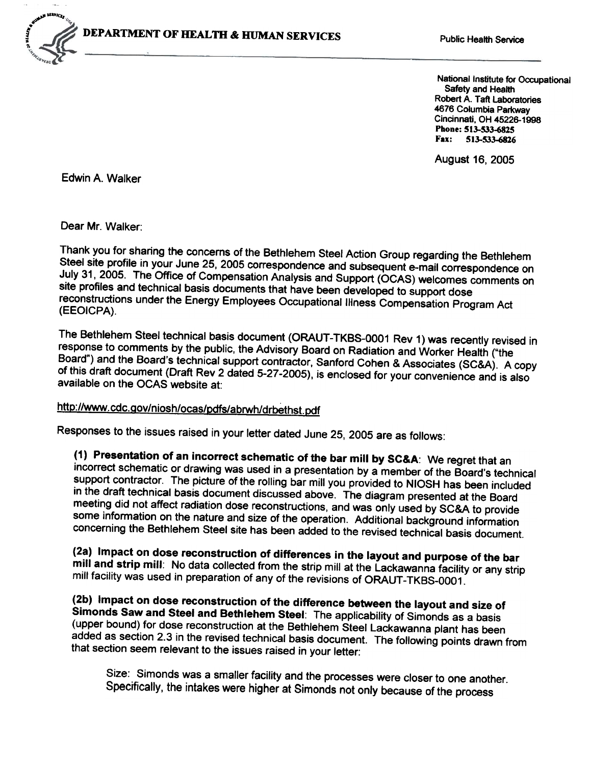**DEPARTMENT OF HEALTH & HUMAN SERVICES**

Public Health Service

National Institute for Occupational Safety and Health
Robert A. Taft Laboratories
4676 Columbia Parkway
Cincinnati, OH 45226-1998
**Phone: 513-533-6825**
**Fax: 513-533-6826**

August 16, 2005

Edwin A. Walker

Dear Mr. Walker:

Thank you for sharing the concerns of the Bethlehem Steel Action Group regarding the Bethlehem Steel site profile in your June 25, 2005 correspondence and subsequent e-mail correspondence on July 31, 2005. The Office of Compensation Analysis and Support (OCAS) welcomes comments on site profiles and technical basis documents that have been developed to support dose reconstructions under the Energy Employees Occupational Illness Compensation Program Act (EEOICPA).

The Bethlehem Steel technical basis document (ORAUT-TKBS-0001 Rev 1) was recently revised in response to comments by the public, the Advisory Board on Radiation and Worker Health ("the Board") and the Board's technical support contractor, Sanford Cohen & Associates (SC&A). A copy of this draft document (Draft Rev 2 dated 5-27-2005), is enclosed for your convenience and is also available on the OCAS website at:

http://www.cdc.gov/niosh/ocas/pdfs/abrwh/drbethst.pdf

Responses to the issues raised in your letter dated June 25, 2005 are as follows:

**(1) Presentation of an incorrect schematic of the bar mill by SC&A**: We regret that an incorrect schematic or drawing was used in a presentation by a member of the Board's technical support contractor. The picture of the rolling bar mill you provided to NIOSH has been included in the draft technical basis document discussed above. The diagram presented at the Board meeting did not affect radiation dose reconstructions, and was only used by SC&A to provide some information on the nature and size of the operation. Additional background information concerning the Bethlehem Steel site has been added to the revised technical basis document.

**(2a) Impact on dose reconstruction of differences in the layout and purpose of the bar mill and strip mill**: No data collected from the strip mill at the Lackawanna facility or any strip mill facility was used in preparation of any of the revisions of ORAUT-TKBS-0001.

**(2b) Impact on dose reconstruction of the difference between the layout and size of Simonds Saw and Steel and Bethlehem Steel**: The applicability of Simonds as a basis (upper bound) for dose reconstruction at the Bethlehem Steel Lackawanna plant has been added as section 2.3 in the revised technical basis document. The following points drawn from that section seem relevant to the issues raised in your letter:

Size: Simonds was a smaller facility and the processes were closer to one another. Specifically, the intakes were higher at Simonds not only because of the process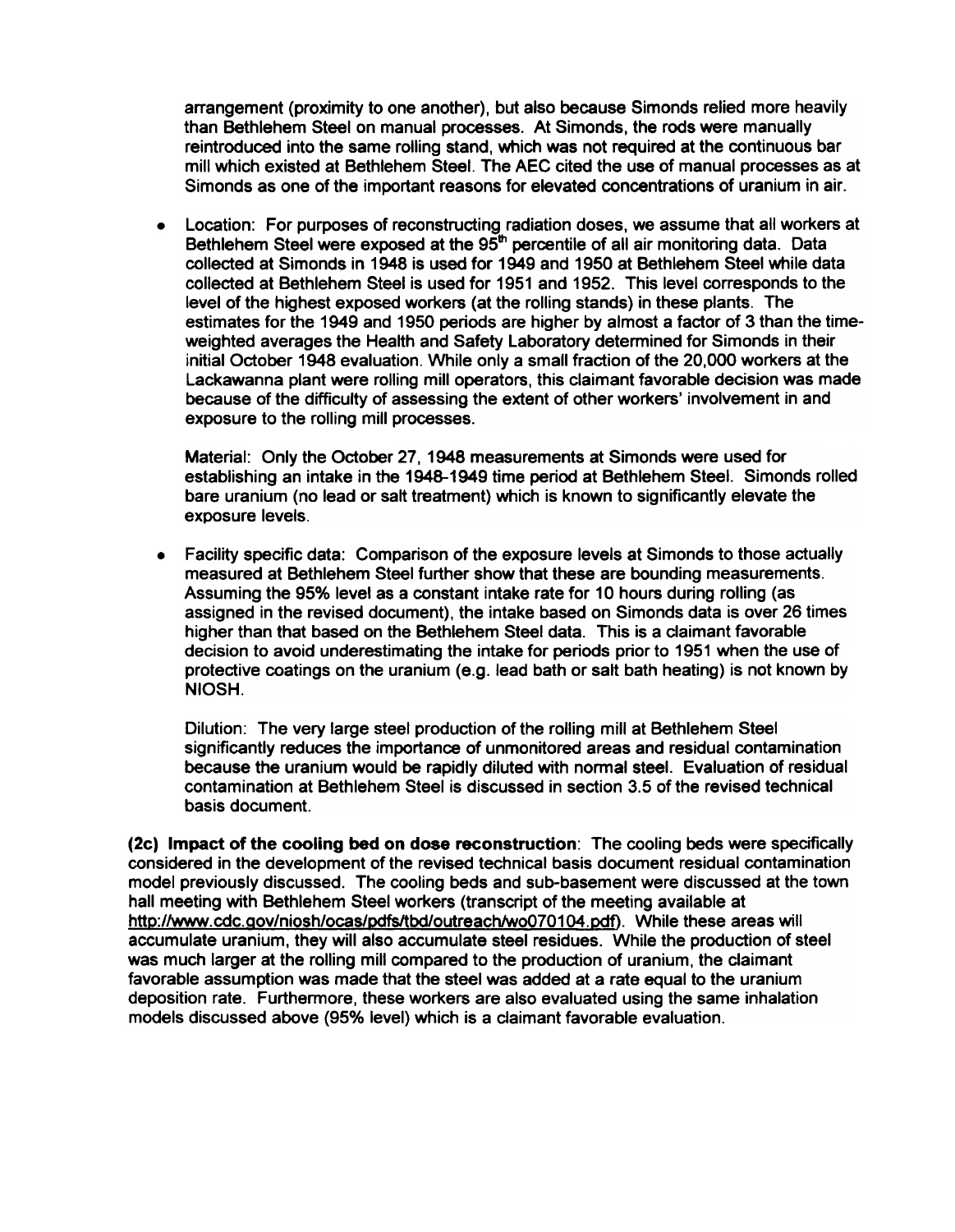arrangement (proximity to one another), but also because Simonds relied more heavily than Bethlehem Steel on manual processes. At Simonds, the rods were manually reintroduced into the same rolling stand, which was not required at the continuous bar mill which existed at Bethlehem Steel. The AEC cited the use of manual processes as at Simonds as one of the important reasons for elevated concentrations of uranium in air.

- Location: For purposes of reconstructing radiation doses, we assume that all workers at Bethlehem Steel were exposed at the 95$^{th}$ percentile of all air monitoring data. Data collected at Simonds in 1948 is used for 1949 and 1950 at Bethlehem Steel while data collected at Bethlehem Steel is used for 1951 and 1952. This level corresponds to the level of the highest exposed workers (at the rolling stands) in these plants. The estimates for the 1949 and 1950 periods are higher by almost a factor of 3 than the time-weighted averages the Health and Safety Laboratory determined for Simonds in their initial October 1948 evaluation. While only a small fraction of the 20,000 workers at the Lackawanna plant were rolling mill operators, this claimant favorable decision was made because of the difficulty of assessing the extent of other workers' involvement in and exposure to the rolling mill processes.

  Material: Only the October 27, 1948 measurements at Simonds were used for establishing an intake in the 1948-1949 time period at Bethlehem Steel. Simonds rolled bare uranium (no lead or salt treatment) which is known to significantly elevate the exposure levels.

- Facility specific data: Comparison of the exposure levels at Simonds to those actually measured at Bethlehem Steel further show that these are bounding measurements. Assuming the 95% level as a constant intake rate for 10 hours during rolling (as assigned in the revised document), the intake based on Simonds data is over 26 times higher than that based on the Bethlehem Steel data. This is a claimant favorable decision to avoid underestimating the intake for periods prior to 1951 when the use of protective coatings on the uranium (e.g. lead bath or salt bath heating) is not known by NIOSH.

  Dilution: The very large steel production of the rolling mill at Bethlehem Steel significantly reduces the importance of unmonitored areas and residual contamination because the uranium would be rapidly diluted with normal steel. Evaluation of residual contamination at Bethlehem Steel is discussed in section 3.5 of the revised technical basis document.

**(2c) Impact of the cooling bed on dose reconstruction**: The cooling beds were specifically considered in the development of the revised technical basis document residual contamination model previously discussed. The cooling beds and sub-basement were discussed at the town hall meeting with Bethlehem Steel workers (transcript of the meeting available at http://www.cdc.gov/niosh/ocas/pdfs/tbd/outreach/wo070104.pdf). While these areas will accumulate uranium, they will also accumulate steel residues. While the production of steel was much larger at the rolling mill compared to the production of uranium, the claimant favorable assumption was made that the steel was added at a rate equal to the uranium deposition rate. Furthermore, these workers are also evaluated using the same inhalation models discussed above (95% level) which is a claimant favorable evaluation.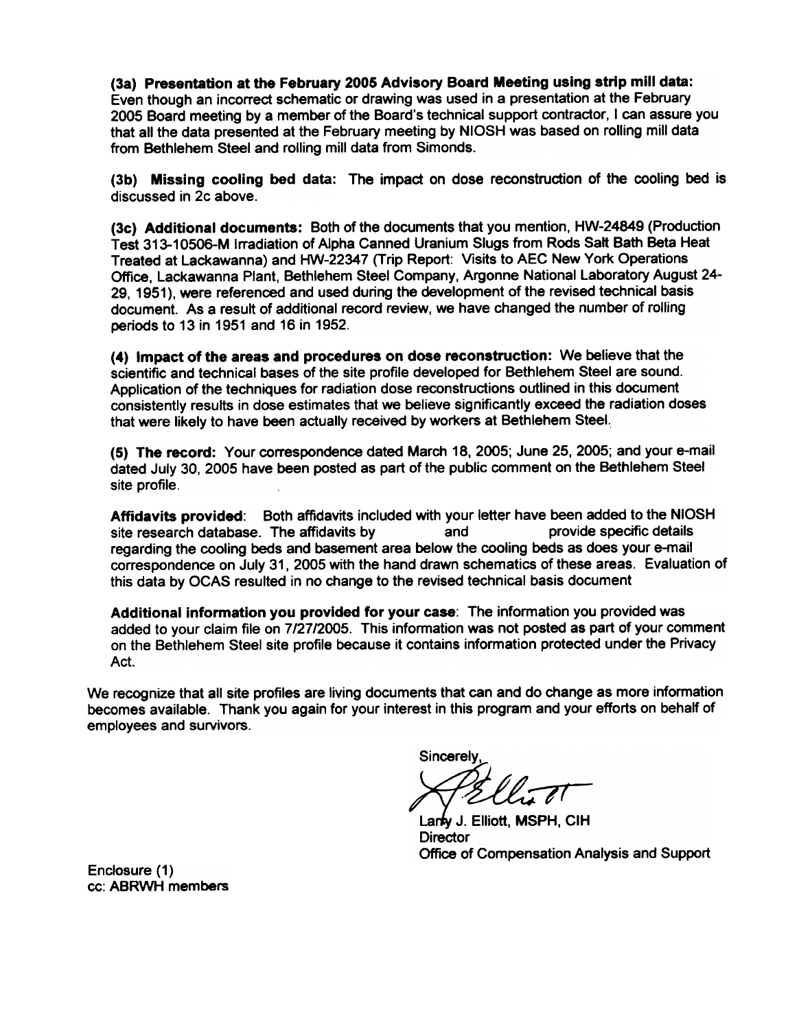**(3a) Presentation at the February 2005 Advisory Board Meeting using strip mill data:** Even though an incorrect schematic or drawing was used in a presentation at the February 2005 Board meeting by a member of the Board's technical support contractor, I can assure you that all the data presented at the February meeting by NIOSH was based on rolling mill data from Bethlehem Steel and rolling mill data from Simonds.

**(3b) Missing cooling bed data:** The impact on dose reconstruction of the cooling bed is discussed in 2c above.

**(3c) Additional documents:** Both of the documents that you mention, HW-24849 (Production Test 313-10506-M Irradiation of Alpha Canned Uranium Slugs from Rods Salt Bath Beta Heat Treated at Lackawanna) and HW-22347 (Trip Report: Visits to AEC New York Operations Office, Lackawanna Plant, Bethlehem Steel Company, Argonne National Laboratory August 24-29, 1951), were referenced and used during the development of the revised technical basis document. As a result of additional record review, we have changed the number of rolling periods to 13 in 1951 and 16 in 1952.

**(4) Impact of the areas and procedures on dose reconstruction:** We believe that the scientific and technical bases of the site profile developed for Bethlehem Steel are sound. Application of the techniques for radiation dose reconstructions outlined in this document consistently results in dose estimates that we believe significantly exceed the radiation doses that were likely to have been actually received by workers at Bethlehem Steel.

**(5) The record:** Your correspondence dated March 18, 2005; June 25, 2005; and your e-mail dated July 30, 2005 have been posted as part of the public comment on the Bethlehem Steel site profile.

**Affidavits provided**: Both affidavits included with your letter have been added to the NIOSH site research database. The affidavits by and provide specific details regarding the cooling beds and basement area below the cooling beds as does your e-mail correspondence on July 31, 2005 with the hand drawn schematics of these areas. Evaluation of this data by OCAS resulted in no change to the revised technical basis document

**Additional information you provided for your case**: The information you provided was added to your claim file on 7/27/2005. This information was not posted as part of your comment on the Bethlehem Steel site profile because it contains information protected under the Privacy Act.

We recognize that all site profiles are living documents that can and do change as more information becomes available. Thank you again for your interest in this program and your efforts on behalf of employees and survivors.

Sincerely,

Larry J. Elliott, MSPH, CIH
Director
Office of Compensation Analysis and Support

Enclosure (1)
cc: ABRWH members